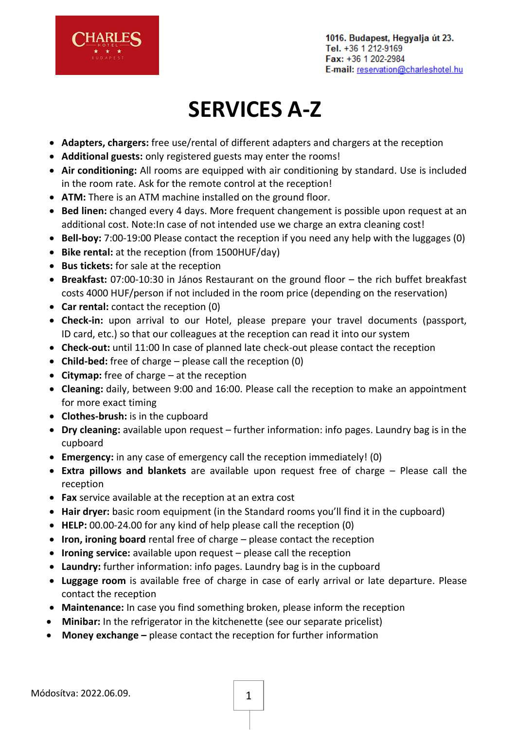CHARLES HOTEL ★ ★ ★ BUDAPEST

1016. Budapest, Hegyalja út 23.
Tel. +36 1 212-9169
Fax: +36 1 202-2984
E-mail: reservation@charleshotel.hu

# SERVICES A-Z

- **Adapters, chargers:** free use/rental of different adapters and chargers at the reception
- **Additional guests:** only registered guests may enter the rooms!
- **Air conditioning:** All rooms are equipped with air conditioning by standard. Use is included in the room rate. Ask for the remote control at the reception!
- **ATM:** There is an ATM machine installed on the ground floor.
- **Bed linen:** changed every 4 days. More frequent changement is possible upon request at an additional cost. Note:In case of not intended use we charge an extra cleaning cost!
- **Bell-boy:** 7:00-19:00 Please contact the reception if you need any help with the luggages (0)
- **Bike rental:** at the reception (from 1500HUF/day)
- **Bus tickets:** for sale at the reception
- **Breakfast:** 07:00-10:30 in János Restaurant on the ground floor – the rich buffet breakfast costs 4000 HUF/person if not included in the room price (depending on the reservation)
- **Car rental:** contact the reception (0)
- **Check-in:** upon arrival to our Hotel, please prepare your travel documents (passport, ID card, etc.) so that our colleagues at the reception can read it into our system
- **Check-out:** until 11:00 In case of planned late check-out please contact the reception
- **Child-bed:** free of charge – please call the reception (0)
- **Citymap:** free of charge – at the reception
- **Cleaning:** daily, between 9:00 and 16:00. Please call the reception to make an appointment for more exact timing
- **Clothes-brush:** is in the cupboard
- **Dry cleaning:** available upon request – further information: info pages. Laundry bag is in the cupboard
- **Emergency:** in any case of emergency call the reception immediately! (0)
- **Extra pillows and blankets** are available upon request free of charge – Please call the reception
- **Fax** service available at the reception at an extra cost
- **Hair dryer:** basic room equipment (in the Standard rooms you'll find it in the cupboard)
- **HELP:** 00.00-24.00 for any kind of help please call the reception (0)
- **Iron, ironing board** rental free of charge – please contact the reception
- **Ironing service:** available upon request – please call the reception
- **Laundry:** further information: info pages. Laundry bag is in the cupboard
- **Luggage room** is available free of charge in case of early arrival or late departure. Please contact the reception
- **Maintenance:** In case you find something broken, please inform the reception
- **Minibar:** In the refrigerator in the kitchenette (see our separate pricelist)
- **Money exchange –** please contact the reception for further information

Módosítva: 2022.06.09.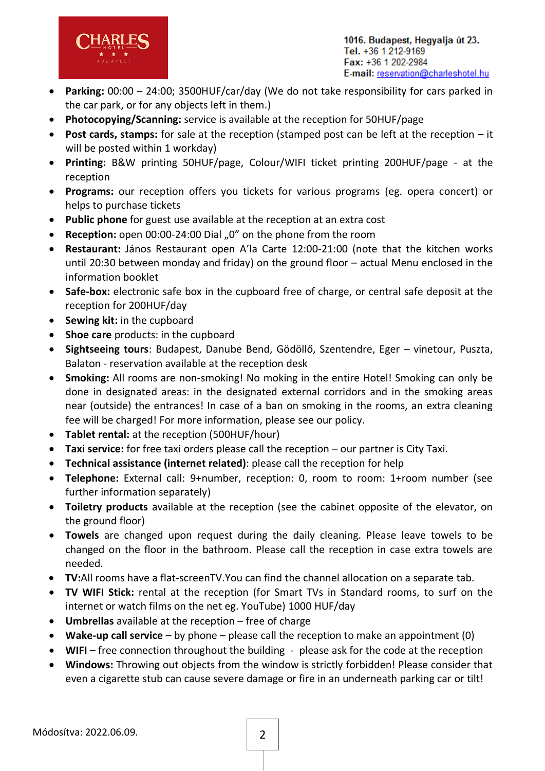- **Parking:** 00:00 – 24:00; 3500HUF/car/day (We do not take responsibility for cars parked in the car park, or for any objects left in them.)
- **Photocopying/Scanning:** service is available at the reception for 50HUF/page
- **Post cards, stamps:** for sale at the reception (stamped post can be left at the reception – it will be posted within 1 workday)
- **Printing:** B&W printing 50HUF/page, Colour/WIFI ticket printing 200HUF/page - at the reception
- **Programs:** our reception offers you tickets for various programs (eg. opera concert) or helps to purchase tickets
- **Public phone** for guest use available at the reception at an extra cost
- **Reception:** open 00:00-24:00 Dial „0" on the phone from the room
- **Restaurant:** János Restaurant open A'la Carte 12:00-21:00 (note that the kitchen works until 20:30 between monday and friday) on the ground floor – actual Menu enclosed in the information booklet
- **Safe-box:** electronic safe box in the cupboard free of charge, or central safe deposit at the reception for 200HUF/day
- **Sewing kit:** in the cupboard
- **Shoe care** products: in the cupboard
- **Sightseeing tours**: Budapest, Danube Bend, Gödöllő, Szentendre, Eger – vinetour, Puszta, Balaton - reservation available at the reception desk
- **Smoking:** All rooms are non-smoking! No moking in the entire Hotel! Smoking can only be done in designated areas: in the designated external corridors and in the smoking areas near (outside) the entrances! In case of a ban on smoking in the rooms, an extra cleaning fee will be charged! For more information, please see our policy.
- **Tablet rental:** at the reception (500HUF/hour)
- **Taxi service:** for free taxi orders please call the reception – our partner is City Taxi.
- **Technical assistance (internet related)**: please call the reception for help
- **Telephone:** External call: 9+number, reception: 0, room to room: 1+room number (see further information separately)
- **Toiletry products** available at the reception (see the cabinet opposite of the elevator, on the ground floor)
- **Towels** are changed upon request during the daily cleaning. Please leave towels to be changed on the floor in the bathroom. Please call the reception in case extra towels are needed.
- **TV:**All rooms have a flat-screenTV.You can find the channel allocation on a separate tab.
- **TV WIFI Stick:** rental at the reception (for Smart TVs in Standard rooms, to surf on the internet or watch films on the net eg. YouTube) 1000 HUF/day
- **Umbrellas** available at the reception – free of charge
- **Wake-up call service** – by phone – please call the reception to make an appointment (0)
- **WIFI** – free connection throughout the building - please ask for the code at the reception
- **Windows:** Throwing out objects from the window is strictly forbidden! Please consider that even a cigarette stub can cause severe damage or fire in an underneath parking car or tilt!

Módosítva: 2022.06.09.